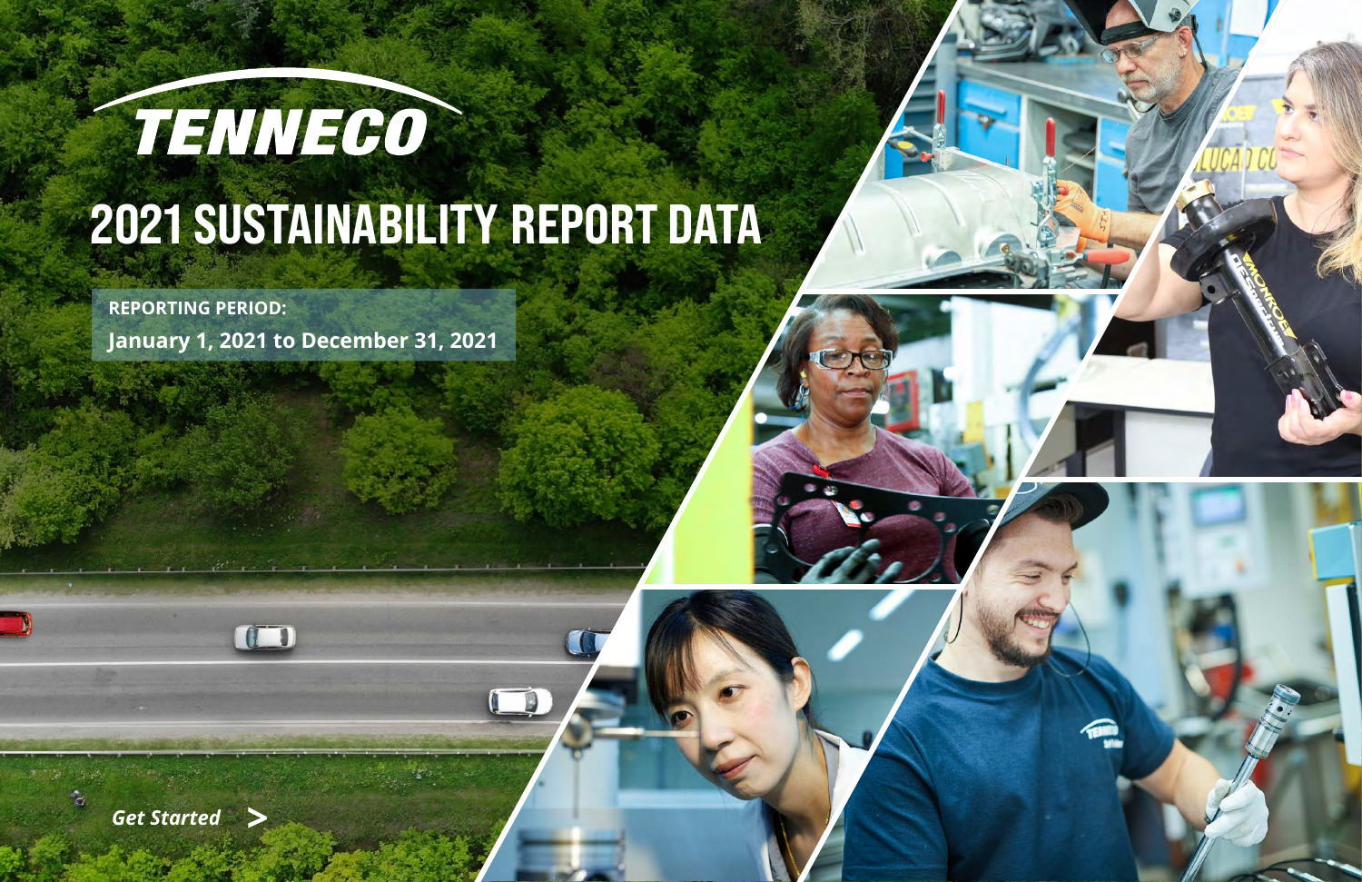TENNECO

# 2021 SUSTAINABILITY REPORT DATA

**REPORTING PERIOD:**

**January 1, 2021 to December 31, 2021**

*Get Started* >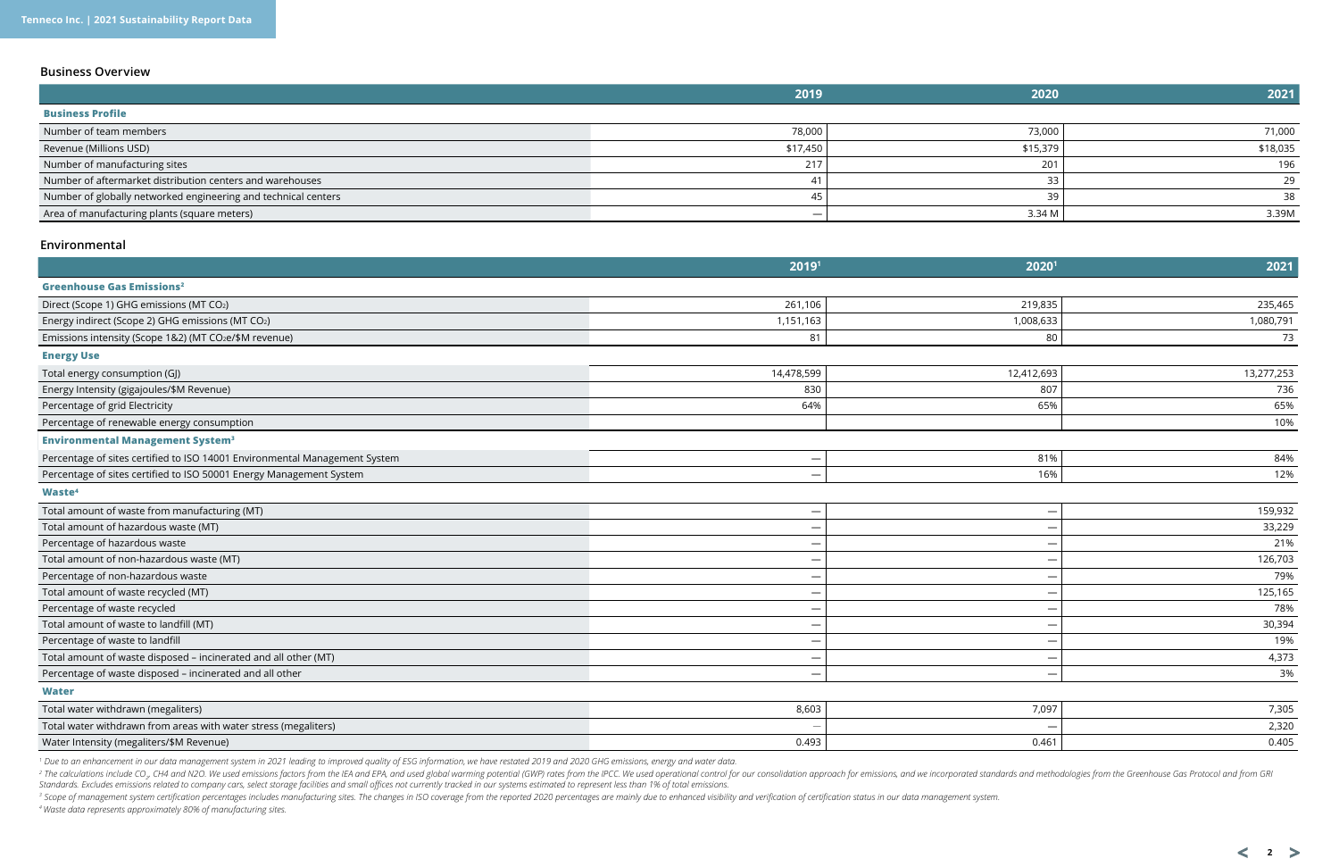## Business Overview

| | 2019 | 2020 | 2021 |
|---|---|---|---|
| **Business Profile** | | | |
| Number of team members | 78,000 | 73,000 | 71,000 |
| Revenue (Millions USD) | $17,450 | $15,379 | $18,035 |
| Number of manufacturing sites | 217 | 201 | 196 |
| Number of aftermarket distribution centers and warehouses | 41 | 33 | 29 |
| Number of globally networked engineering and technical centers | 45 | 39 | 38 |
| Area of manufacturing plants (square meters) | — | 3.34 M | 3.39M |

## Environmental

| | 2019[1] | 2020[1] | 2021 |
|---|---|---|---|
| **Greenhouse Gas Emissions[2]** | | | |
| Direct (Scope 1) GHG emissions (MT $CO_2$) | 261,106 | 219,835 | 235,465 |
| Energy indirect (Scope 2) GHG emissions (MT $CO_2$) | 1,151,163 | 1,008,633 | 1,080,791 |
| Emissions intensity (Scope 1&2) (MT $CO_2e$/$M revenue) | 81 | 80 | 73 |
| **Energy Use** | | | |
| Total energy consumption (GJ) | 14,478,599 | 12,412,693 | 13,277,253 |
| Energy Intensity (gigajoules/$M Revenue) | 830 | 807 | 736 |
| Percentage of grid Electricity | 64% | 65% | 65% |
| Percentage of renewable energy consumption | | | 10% |
| **Environmental Management System[3]** | | | |
| Percentage of sites certified to ISO 14001 Environmental Management System | — | 81% | 84% |
| Percentage of sites certified to ISO 50001 Energy Management System | — | 16% | 12% |
| **Waste[4]** | | | |
| Total amount of waste from manufacturing (MT) | — | — | 159,932 |
| Total amount of hazardous waste (MT) | — | — | 33,229 |
| Percentage of hazardous waste | — | — | 21% |
| Total amount of non-hazardous waste (MT) | — | — | 126,703 |
| Percentage of non-hazardous waste | — | — | 79% |
| Total amount of waste recycled (MT) | — | — | 125,165 |
| Percentage of waste recycled | — | — | 78% |
| Total amount of waste to landfill (MT) | — | — | 30,394 |
| Percentage of waste to landfill | — | — | 19% |
| Total amount of waste disposed – incinerated and all other (MT) | — | — | 4,373 |
| Percentage of waste disposed – incinerated and all other | — | — | 3% |
| **Water** | | | |
| Total water withdrawn (megaliters) | 8,603 | 7,097 | 7,305 |
| Total water withdrawn from areas with water stress (megaliters) | — | — | 2,320 |
| Water Intensity (megaliters/$M Revenue) | 0.493 | 0.461 | 0.405 |

*[1] Due to an enhancement in our data management system in 2021 leading to improved quality of ESG information, we have restated 2019 and 2020 GHG emissions, energy and water data.*

*[2] The calculations include $CO_2$, CH4 and N2O. We used emissions factors from the IEA and EPA, and used global warming potential (GWP) rates from the IPCC. We used operational control for our consolidation approach for emissions, and we incorporated standards and methodologies from the Greenhouse Gas Protocol and from GRI Standards. Excludes emissions related to company cars, select storage facilities and small offices not currently tracked in our systems estimated to represent less than 1% of total emissions.*

*[3] Scope of management system certification percentages includes manufacturing sites. The changes in ISO coverage from the reported 2020 percentages are mainly due to enhanced visibility and verification of certification status in our data management system.*

*[4] Waste data represents approximately 80% of manufacturing sites.*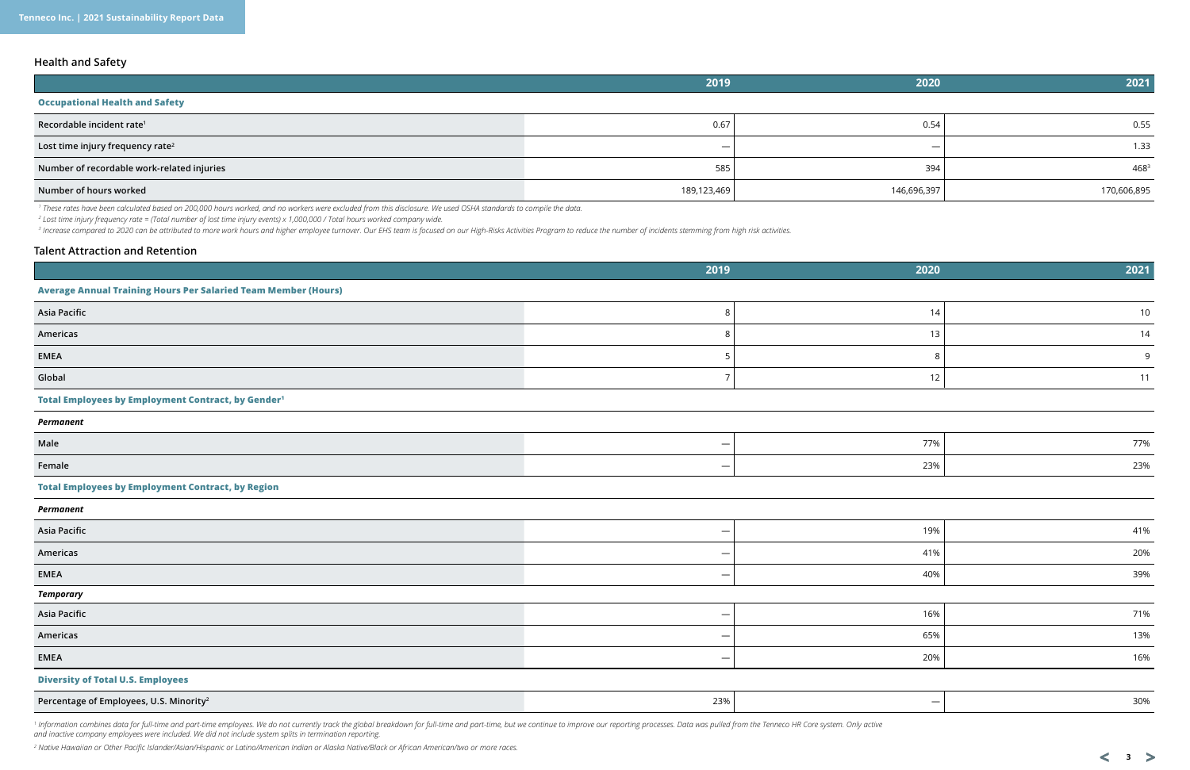## Health and Safety

| | 2019 | 2020 | 2021 |
|---|---|---|---|
| **Occupational Health and Safety** | | | |
| Recordable incident rate[1] | 0.67 | 0.54 | 0.55 |
| Lost time injury frequency rate[2] | — | — | 1.33 |
| Number of recordable work-related injuries | 585 | 394 | 468[3] |
| Number of hours worked | 189,123,469 | 146,696,397 | 170,606,895 |

*[1] These rates have been calculated based on 200,000 hours worked, and no workers were excluded from this disclosure. We used OSHA standards to compile the data.*

*[2] Lost time injury frequency rate = (Total number of lost time injury events) x 1,000,000 / Total hours worked company wide.*

*[3] Increase compared to 2020 can be attributed to more work hours and higher employee turnover. Our EHS team is focused on our High-Risks Activities Program to reduce the number of incidents stemming from high risk activities.*

## Talent Attraction and Retention

| | 2019 | 2020 | 2021 |
|---|---|---|---|
| **Average Annual Training Hours Per Salaried Team Member (Hours)** | | | |
| Asia Pacific | 8 | 14 | 10 |
| Americas | 8 | 13 | 14 |
| EMEA | 5 | 8 | 9 |
| Global | 7 | 12 | 11 |
| **Total Employees by Employment Contract, by Gender[1]** | | | |
| ***Permanent*** | | | |
| Male | — | 77% | 77% |
| Female | — | 23% | 23% |
| **Total Employees by Employment Contract, by Region** | | | |
| ***Permanent*** | | | |
| Asia Pacific | — | 19% | 41% |
| Americas | — | 41% | 20% |
| EMEA | — | 40% | 39% |
| ***Temporary*** | | | |
| Asia Pacific | — | 16% | 71% |
| Americas | — | 65% | 13% |
| EMEA | — | 20% | 16% |
| **Diversity of Total U.S. Employees** | | | |
| Percentage of Employees, U.S. Minority[2] | 23% | — | 30% |

*[1] Information combines data for full-time and part-time employees. We do not currently track the global breakdown for full-time and part-time, but we continue to improve our reporting processes. Data was pulled from the Tenneco HR Core system. Only active and inactive company employees were included. We did not include system splits in termination reporting.*

*[2] Native Hawaiian or Other Pacific Islander/Asian/Hispanic or Latino/American Indian or Alaska Native/Black or African American/two or more races.*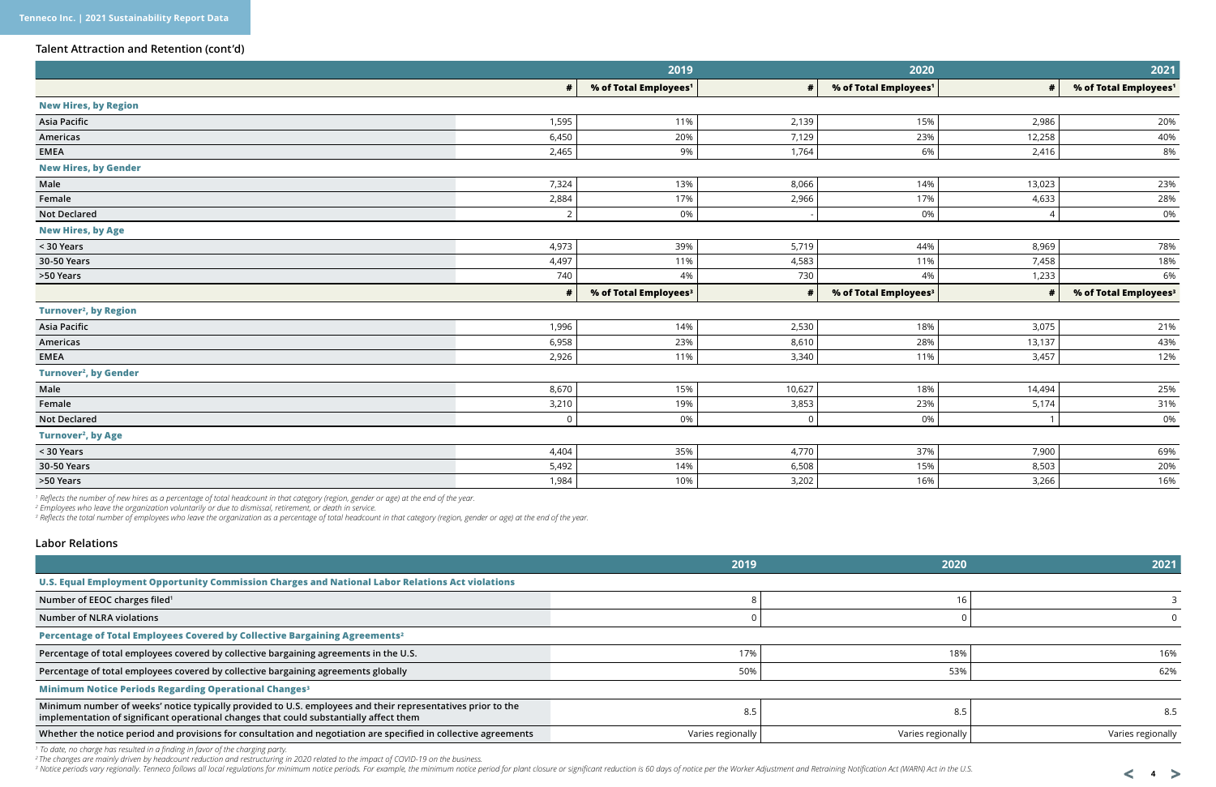## Talent Attraction and Retention (cont'd)

| | 2019 | | 2020 | | 2021 | |
|---|---|---|---|---|---|---|
| | # | % of Total Employees[1] | # | % of Total Employees[1] | # | % of Total Employees[1] |
| **New Hires, by Region** | | | | | | |
| Asia Pacific | 1,595 | 11% | 2,139 | 15% | 2,986 | 20% |
| Americas | 6,450 | 20% | 7,129 | 23% | 12,258 | 40% |
| EMEA | 2,465 | 9% | 1,764 | 6% | 2,416 | 8% |
| **New Hires, by Gender** | | | | | | |
| Male | 7,324 | 13% | 8,066 | 14% | 13,023 | 23% |
| Female | 2,884 | 17% | 2,966 | 17% | 4,633 | 28% |
| Not Declared | 2 | 0% | - | 0% | 4 | 0% |
| **New Hires, by Age** | | | | | | |
| < 30 Years | 4,973 | 39% | 5,719 | 44% | 8,969 | 78% |
| 30-50 Years | 4,497 | 11% | 4,583 | 11% | 7,458 | 18% |
| >50 Years | 740 | 4% | 730 | 4% | 1,233 | 6% |
| | # | % of Total Employees[3] | # | % of Total Employees[3] | # | % of Total Employees[3] |
| **Turnover[2], by Region** | | | | | | |
| Asia Pacific | 1,996 | 14% | 2,530 | 18% | 3,075 | 21% |
| Americas | 6,958 | 23% | 8,610 | 28% | 13,137 | 43% |
| EMEA | 2,926 | 11% | 3,340 | 11% | 3,457 | 12% |
| **Turnover[2], by Gender** | | | | | | |
| Male | 8,670 | 15% | 10,627 | 18% | 14,494 | 25% |
| Female | 3,210 | 19% | 3,853 | 23% | 5,174 | 31% |
| Not Declared | 0 | 0% | 0 | 0% | 1 | 0% |
| **Turnover[2], by Age** | | | | | | |
| < 30 Years | 4,404 | 35% | 4,770 | 37% | 7,900 | 69% |
| 30-50 Years | 5,492 | 14% | 6,508 | 15% | 8,503 | 20% |
| >50 Years | 1,984 | 10% | 3,202 | 16% | 3,266 | 16% |

*[1] Reflects the number of new hires as a percentage of total headcount in that category (region, gender or age) at the end of the year.*
*[2] Employees who leave the organization voluntarily or due to dismissal, retirement, or death in service.*
*[3] Reflects the total number of employees who leave the organization as a percentage of total headcount in that category (region, gender or age) at the end of the year.*

## Labor Relations

| | 2019 | 2020 | 2021 |
|---|---|---|---|
| **U.S. Equal Employment Opportunity Commission Charges and National Labor Relations Act violations** | | | |
| Number of EEOC charges filed[1] | 8 | 16 | 3 |
| Number of NLRA violations | 0 | 0 | 0 |
| **Percentage of Total Employees Covered by Collective Bargaining Agreements[2]** | | | |
| Percentage of total employees covered by collective bargaining agreements in the U.S. | 17% | 18% | 16% |
| Percentage of total employees covered by collective bargaining agreements globally | 50% | 53% | 62% |
| **Minimum Notice Periods Regarding Operational Changes[3]** | | | |
| Minimum number of weeks' notice typically provided to U.S. employees and their representatives prior to the implementation of significant operational changes that could substantially affect them | 8.5 | 8.5 | 8.5 |
| Whether the notice period and provisions for consultation and negotiation are specified in collective agreements | Varies regionally | Varies regionally | Varies regionally |

*[1] To date, no charge has resulted in a finding in favor of the charging party.*
*[2] The changes are mainly driven by headcount reduction and restructuring in 2020 related to the impact of COVID-19 on the business.*
*[3] Notice periods vary regionally. Tenneco follows all local regulations for minimum notice periods. For example, the minimum notice period for plant closure or significant reduction is 60 days of notice per the Worker Adjustment and Retraining Notification Act (WARN) Act in the U.S.*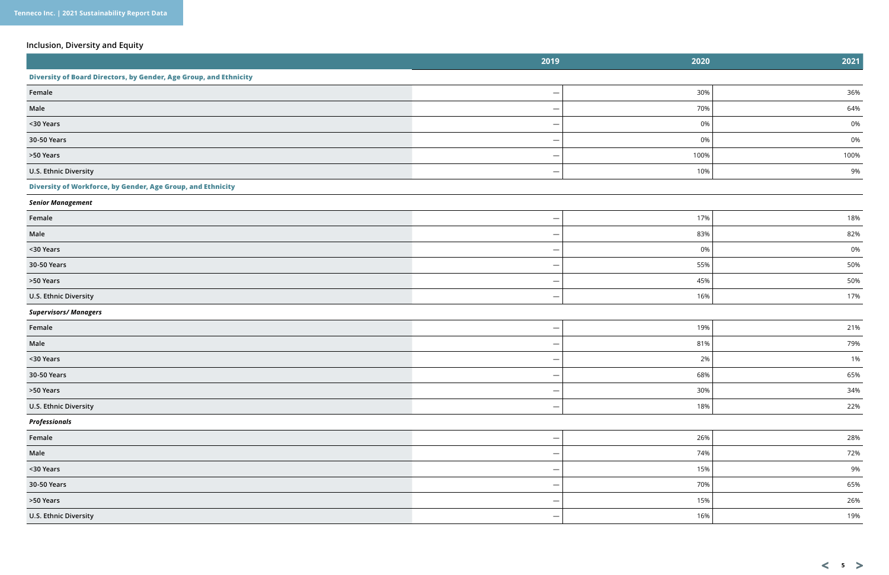## Inclusion, Diversity and Equity

| | 2019 | 2020 | 2021 |
|---|---|---|---|
| **Diversity of Board Directors, by Gender, Age Group, and Ethnicity** | | | |
| Female | — | 30% | 36% |
| Male | — | 70% | 64% |
| <30 Years | — | 0% | 0% |
| 30-50 Years | — | 0% | 0% |
| >50 Years | — | 100% | 100% |
| U.S. Ethnic Diversity | — | 10% | 9% |
| **Diversity of Workforce, by Gender, Age Group, and Ethnicity** | | | |
| ***Senior Management*** | | | |
| Female | — | 17% | 18% |
| Male | — | 83% | 82% |
| <30 Years | — | 0% | 0% |
| 30-50 Years | — | 55% | 50% |
| >50 Years | — | 45% | 50% |
| U.S. Ethnic Diversity | — | 16% | 17% |
| ***Supervisors/ Managers*** | | | |
| Female | — | 19% | 21% |
| Male | — | 81% | 79% |
| <30 Years | — | 2% | 1% |
| 30-50 Years | — | 68% | 65% |
| >50 Years | — | 30% | 34% |
| U.S. Ethnic Diversity | — | 18% | 22% |
| ***Professionals*** | | | |
| Female | — | 26% | 28% |
| Male | — | 74% | 72% |
| <30 Years | — | 15% | 9% |
| 30-50 Years | — | 70% | 65% |
| >50 Years | — | 15% | 26% |
| U.S. Ethnic Diversity | — | 16% | 19% |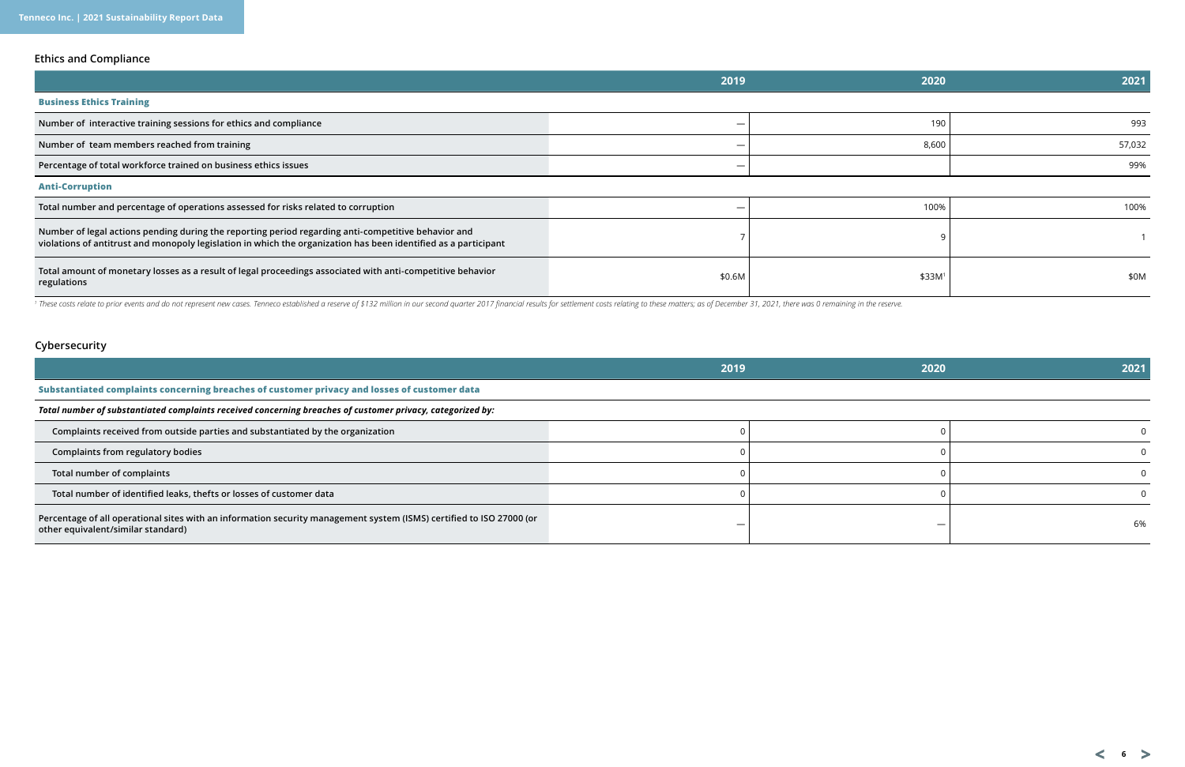## Ethics and Compliance

| | 2019 | 2020 | 2021 |
|---|---|---|---|
| **Business Ethics Training** | | | |
| Number of interactive training sessions for ethics and compliance | — | 190 | 993 |
| Number of team members reached from training | — | 8,600 | 57,032 |
| Percentage of total workforce trained on business ethics issues | — | | 99% |
| **Anti-Corruption** | | | |
| Total number and percentage of operations assessed for risks related to corruption | — | 100% | 100% |
| Number of legal actions pending during the reporting period regarding anti-competitive behavior and violations of antitrust and monopoly legislation in which the organization has been identified as a participant | 7 | 9 | 1 |
| Total amount of monetary losses as a result of legal proceedings associated with anti-competitive behavior regulations | $0.6M | $33M[1] | $0M |

*[1] These costs relate to prior events and do not represent new cases. Tenneco established a reserve of $132 million in our second quarter 2017 financial results for settlement costs relating to these matters; as of December 31, 2021, there was 0 remaining in the reserve.*

## Cybersecurity

| | 2019 | 2020 | 2021 |
|---|---|---|---|
| **Substantiated complaints concerning breaches of customer privacy and losses of customer data** | | | |
| ***Total number of substantiated complaints received concerning breaches of customer privacy, categorized by:*** | | | |
| Complaints received from outside parties and substantiated by the organization | 0 | 0 | 0 |
| Complaints from regulatory bodies | 0 | 0 | 0 |
| Total number of complaints | 0 | 0 | 0 |
| Total number of identified leaks, thefts or losses of customer data | 0 | 0 | 0 |
| Percentage of all operational sites with an information security management system (ISMS) certified to ISO 27000 (or other equivalent/similar standard) | — | — | 6% |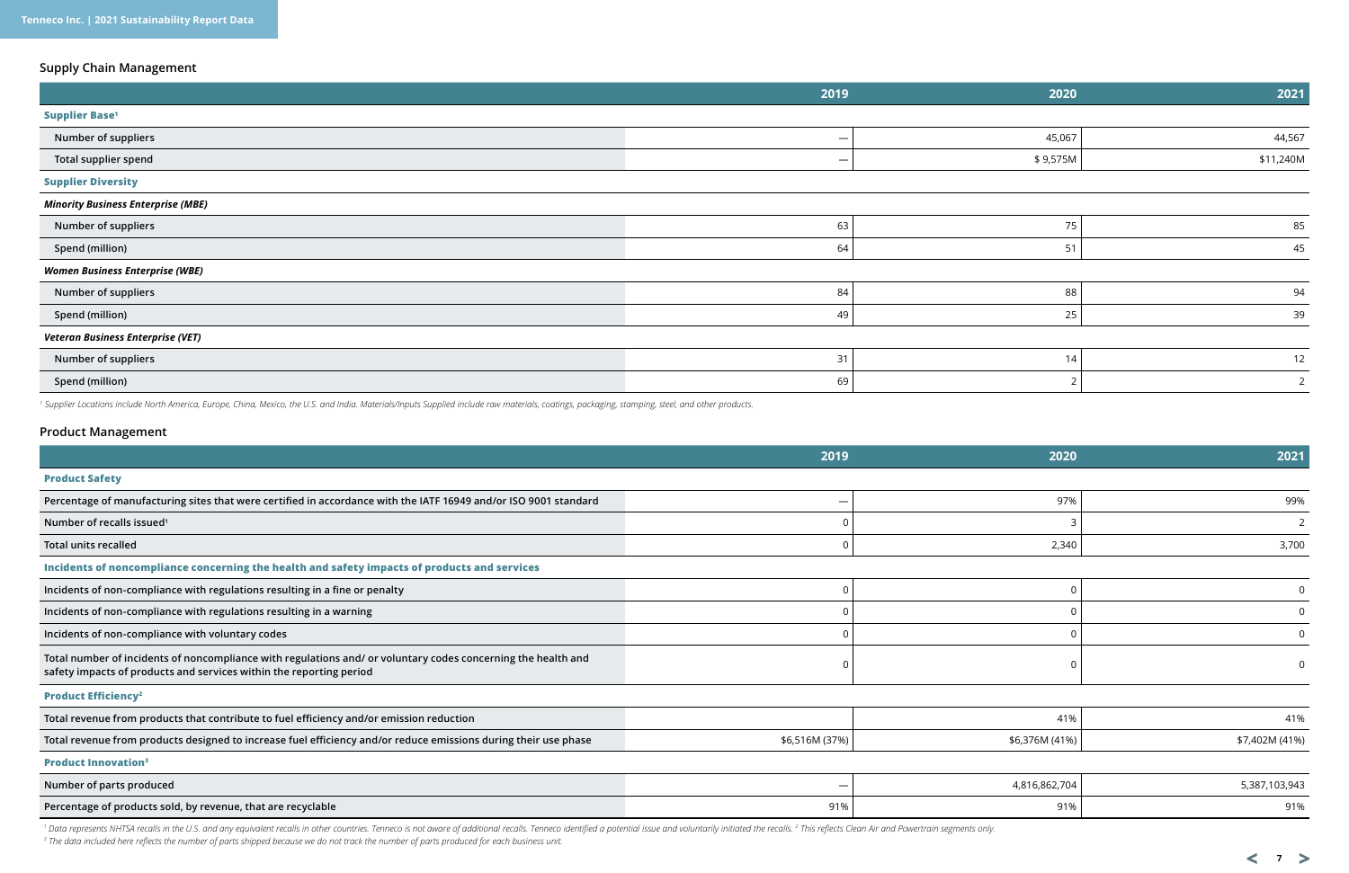## Supply Chain Management

| | 2019 | 2020 | 2021 |
|---|---|---|---|
| **Supplier Base[1]** | | | |
| Number of suppliers | — | 45,067 | 44,567 |
| Total supplier spend | — | $ 9,575M | $11,240M |
| **Supplier Diversity** | | | |
| ***Minority Business Enterprise (MBE)*** | | | |
| Number of suppliers | 63 | 75 | 85 |
| Spend (million) | 64 | 51 | 45 |
| ***Women Business Enterprise (WBE)*** | | | |
| Number of suppliers | 84 | 88 | 94 |
| Spend (million) | 49 | 25 | 39 |
| ***Veteran Business Enterprise (VET)*** | | | |
| Number of suppliers | 31 | 14 | 12 |
| Spend (million) | 69 | 2 | 2 |

[1] Supplier Locations include North America, Europe, China, Mexico, the U.S. and India. Materials/Inputs Supplied include raw materials, coatings, packaging, stamping, steel, and other products.

## Product Management

| | 2019 | 2020 | 2021 |
|---|---|---|---|
| **Product Safety** | | | |
| Percentage of manufacturing sites that were certified in accordance with the IATF 16949 and/or ISO 9001 standard | — | 97% | 99% |
| Number of recalls issued[1] | 0 | 3 | 2 |
| Total units recalled | 0 | 2,340 | 3,700 |
| **Incidents of noncompliance concerning the health and safety impacts of products and services** | | | |
| Incidents of non-compliance with regulations resulting in a fine or penalty | 0 | 0 | 0 |
| Incidents of non-compliance with regulations resulting in a warning | 0 | 0 | 0 |
| Incidents of non-compliance with voluntary codes | 0 | 0 | 0 |
| Total number of incidents of noncompliance with regulations and/ or voluntary codes concerning the health and safety impacts of products and services within the reporting period | 0 | 0 | 0 |
| **Product Efficiency[2]** | | | |
| Total revenue from products that contribute to fuel efficiency and/or emission reduction | | 41% | 41% |
| Total revenue from products designed to increase fuel efficiency and/or reduce emissions during their use phase | $6,516M (37%) | $6,376M (41%) | $7,402M (41%) |
| **Product Innovation[3]** | | | |
| Number of parts produced | — | 4,816,862,704 | 5,387,103,943 |
| Percentage of products sold, by revenue, that are recyclable | 91% | 91% | 91% |

[1] Data represents NHTSA recalls in the U.S. and any equivalent recalls in other countries. Tenneco is not aware of additional recalls. Tenneco identified a potential issue and voluntarily initiated the recalls. [2] This reflects Clean Air and Powertrain segments only.
[3] The data included here reflects the number of parts shipped because we do not track the number of parts produced for each business unit.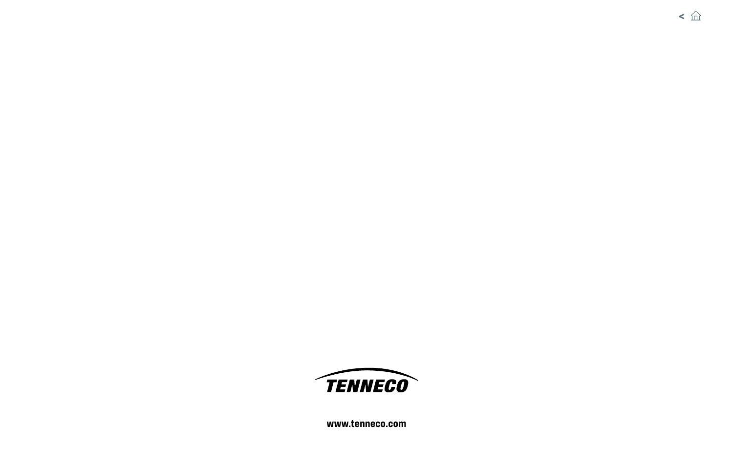TENNECO

www.tenneco.com